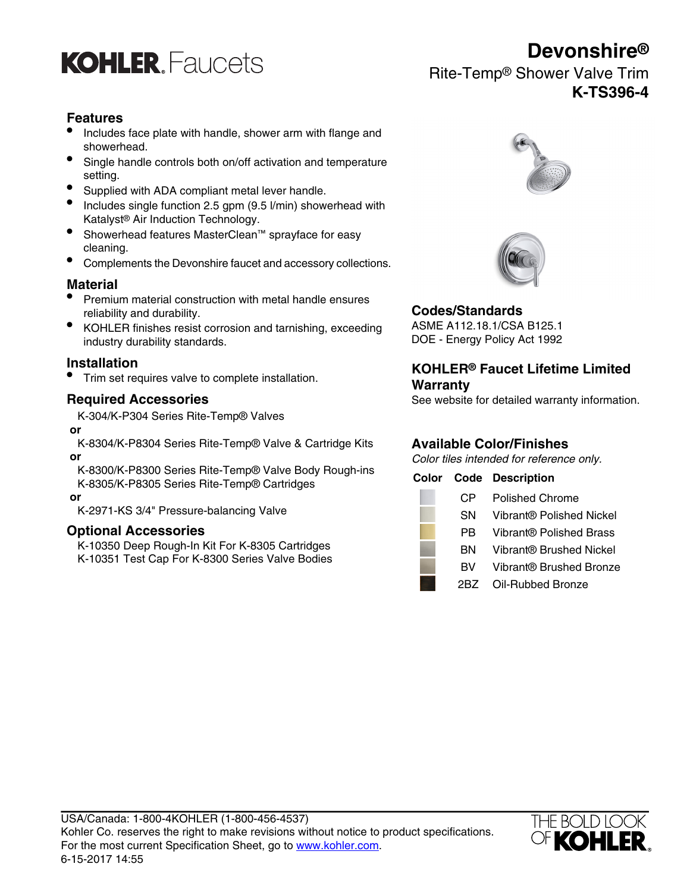# KOHLER Faucets

# Devonshire®

## Rite-Temp® Shower Valve Trim

## K-TS396-4

### Features

- Includes face plate with handle, shower arm with flange and showerhead.
- Single handle controls both on/off activation and temperature setting.
- Supplied with ADA compliant metal lever handle.
- Includes single function 2.5 gpm (9.5 l/min) showerhead with Katalyst® Air Induction Technology.
- Showerhead features MasterClean™ sprayface for easy cleaning.
- Complements the Devonshire faucet and accessory collections.

### Material

- Premium material construction with metal handle ensures reliability and durability.
- KOHLER finishes resist corrosion and tarnishing, exceeding industry durability standards.

### Installation

- Trim set requires valve to complete installation.

### Required Accessories

K-304/K-P304 Series Rite-Temp® Valves

**or**

K-8304/K-P8304 Series Rite-Temp® Valve & Cartridge Kits

**or**

K-8300/K-P8300 Series Rite-Temp® Valve Body Rough-ins
K-8305/K-P8305 Series Rite-Temp® Cartridges

**or**

K-2971-KS 3/4" Pressure-balancing Valve

### Optional Accessories

K-10350 Deep Rough-In Kit For K-8305 Cartridges
K-10351 Test Cap For K-8300 Series Valve Bodies

### Codes/Standards

ASME A112.18.1/CSA B125.1
DOE - Energy Policy Act 1992

### KOHLER® Faucet Lifetime Limited Warranty

See website for detailed warranty information.

### Available Color/Finishes

*Color tiles intended for reference only.*

| Color | Code | Description |
|---|---|---|
| | CP | Polished Chrome |
| | SN | Vibrant® Polished Nickel |
| | PB | Vibrant® Polished Brass |
| | BN | Vibrant® Brushed Nickel |
| | BV | Vibrant® Brushed Bronze |
| | 2BZ | Oil-Rubbed Bronze |

USA/Canada: 1-800-4KOHLER (1-800-456-4537)
Kohler Co. reserves the right to make revisions without notice to product specifications.
For the most current Specification Sheet, go to www.kohler.com.
6-15-2017 14:55

THE BOLD LOOK OF KOHLER.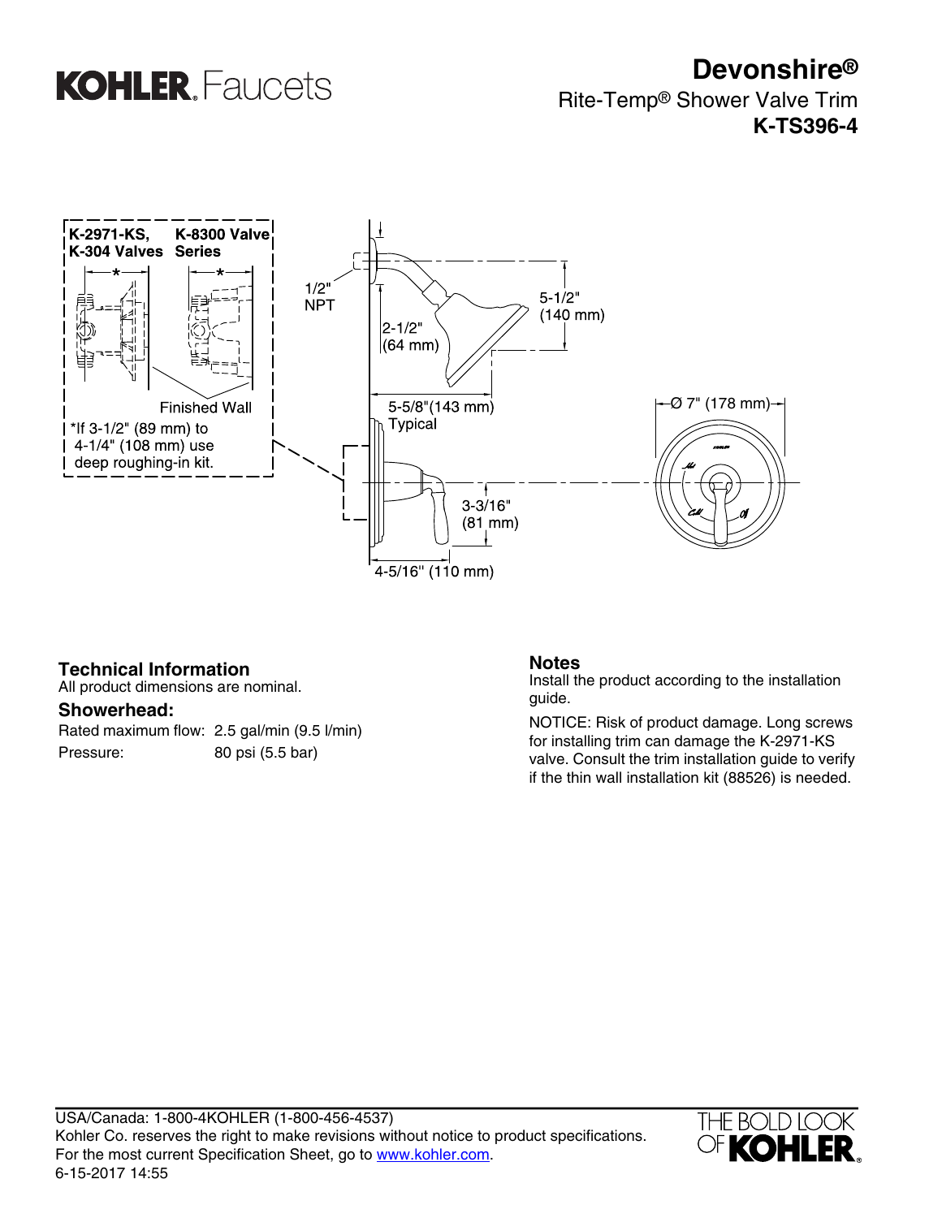# Devonshire®

Rite-Temp® Shower Valve Trim

**K-TS396-4**

K-2971-KS, K-304 Valves

K-8300 Valve Series

Finished Wall

*If 3-1/2" (89 mm) to 4-1/4" (108 mm) use deep roughing-in kit.

1/2" NPT

2-1/2" (64 mm)

5-1/2" (140 mm)

5-5/8"(143 mm) Typical

Ø 7" (178 mm)

3-3/16" (81 mm)

4-5/16" (110 mm)

## Technical Information

All product dimensions are nominal.

### Showerhead:

| | |
|---|---|
| Rated maximum flow: | 2.5 gal/min (9.5 l/min) |
| Pressure: | 80 psi (5.5 bar) |

## Notes

Install the product according to the installation guide.

NOTICE: Risk of product damage. Long screws for installing trim can damage the K-2971-KS valve. Consult the trim installation guide to verify if the thin wall installation kit (88526) is needed.

USA/Canada: 1-800-4KOHLER (1-800-456-4537)
Kohler Co. reserves the right to make revisions without notice to product specifications.
For the most current Specification Sheet, go to www.kohler.com.
6-15-2017 14:55